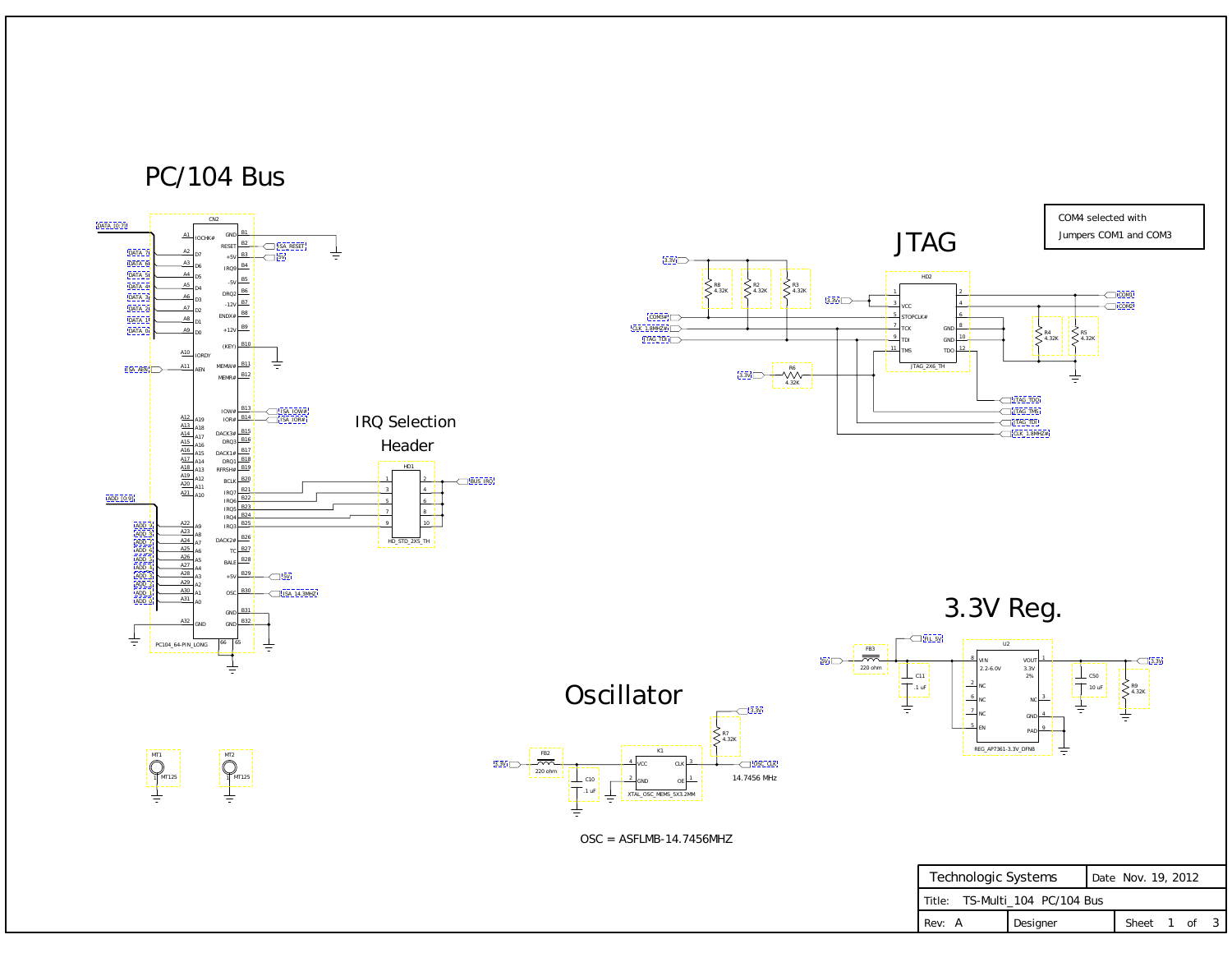# PC/104 Bus

## IRQ Selection Header

# JTAG

COM4 selected with Jumpers COM1 and COM3

# 3.3V Reg.

# Oscillator

14.7456 MHz

OSC = ASFLMB-14.7456MHZ

| Technologic Systems | Date Nov. 19, 2012 | |
|---|---|---|
| Title: TS-Multi_104 PC/104 Bus | | |
| Rev: A | Designer | Sheet 1 of 3 |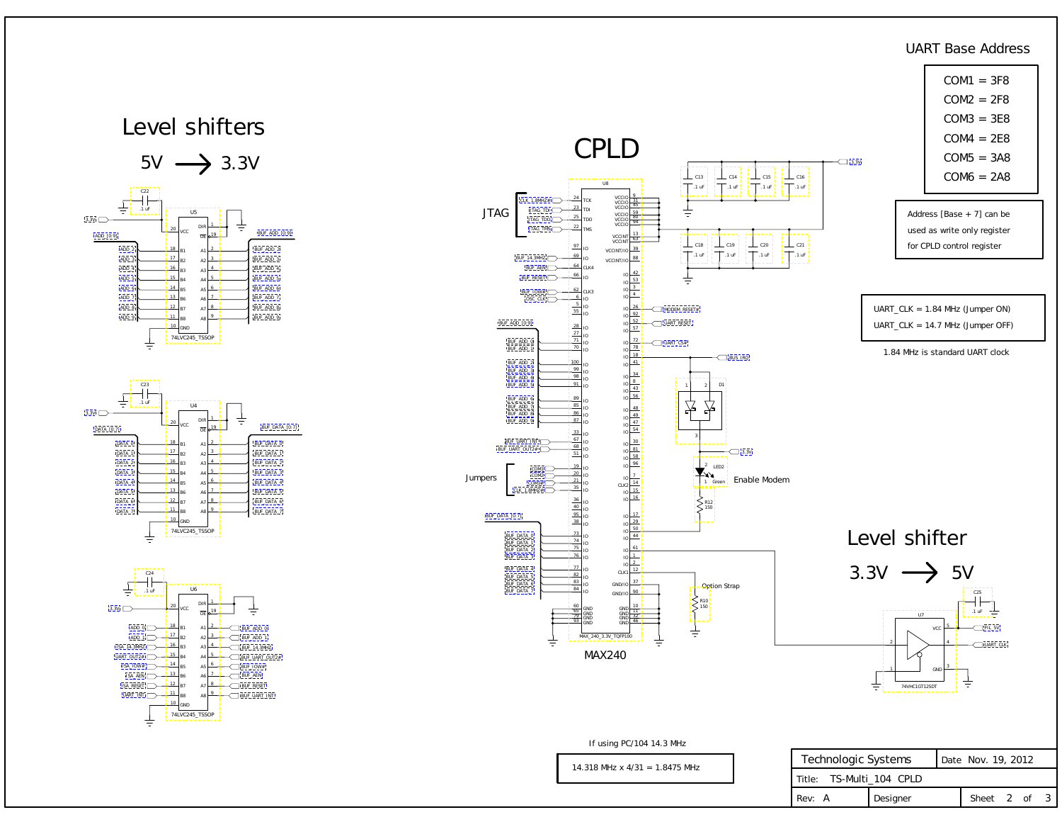# Level shifters

5V → 3.3V

# CPLD

MAX240

## UART Base Address

| |
|---|
| COM1 = 3F8 |
| COM2 = 2F8 |
| COM3 = 3E8 |
| COM4 = 2E8 |
| COM5 = 3A8 |
| COM6 = 2A8 |

Address [Base + 7] can be used as write only register for CPLD control register

UART_CLK = 1.84 MHz (Jumper ON)

UART_CLK = 14.7 MHz (Jumper OFF)

1.84 MHz is standard UART clock

Enable Modem

Option Strap

# Level shifter

3.3V → 5V

If using PC/104 14.3 MHz

14.318 MHz x 4/31 = 1.8475 MHz

| Technologic Systems | Date Nov. 19, 2012 |
|---|---|
| Title: TS-Multi_104 CPLD | |
| Rev: A | Designer |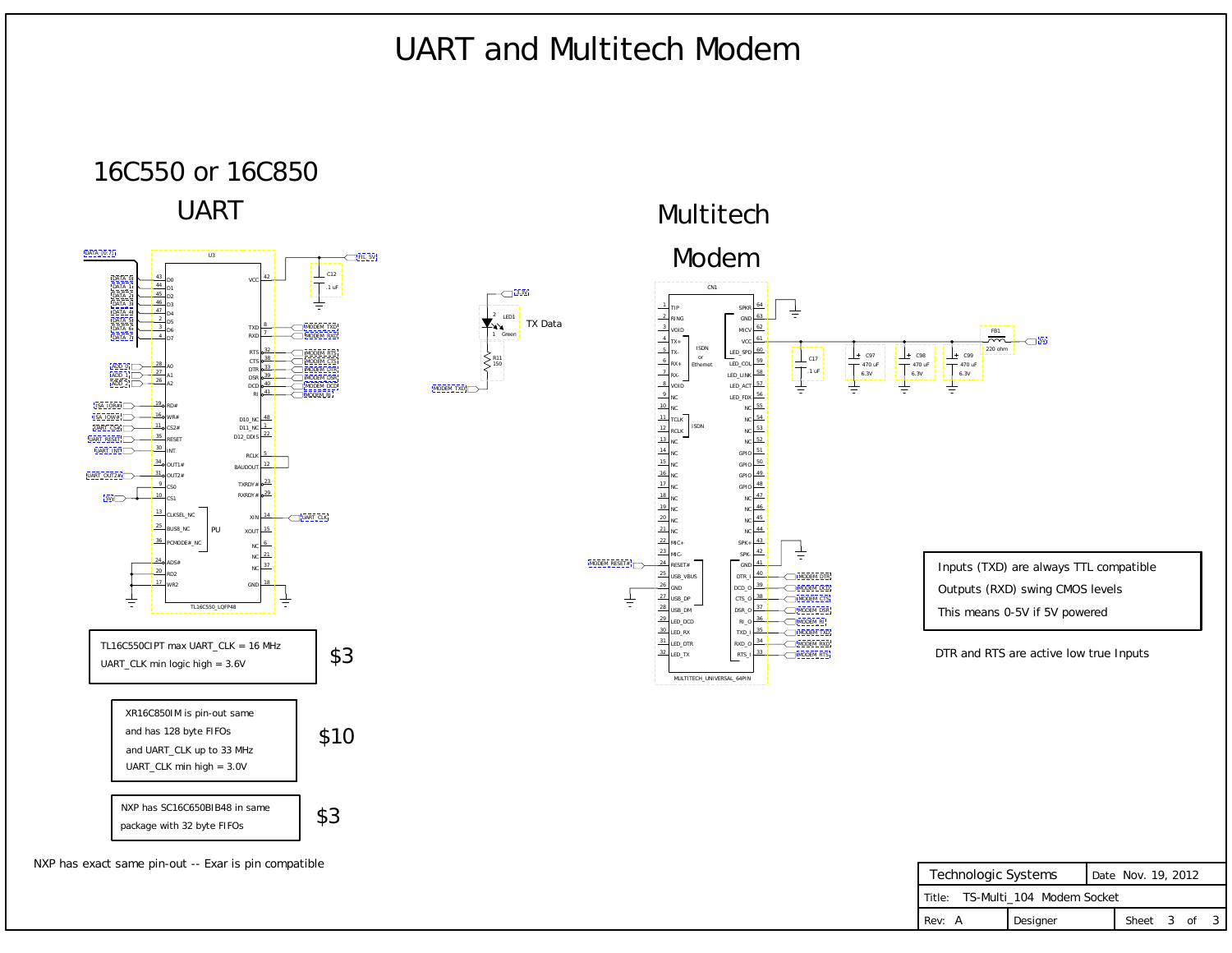# UART and Multitech Modem

## 16C550 or 16C850 UART

U3 — TL16C550_LQFP48

| Pin | Name | Net |
|---|---|---|
| 43 | D0 | DATA_0 |
| 44 | D1 | DATA_1 |
| 45 | D2 | DATA_2 |
| 46 | D3 | DATA_3 |
| 47 | D4 | DATA_4 |
| 2 | D5 | DATA_5 |
| 3 | D6 | DATA_6 |
| 4 | D7 | DATA_7 |
| 28 | A0 | ADD_0 |
| 27 | A1 | ADD_1 |
| 26 | A2 | ADD_2 |
| 19 | RD# | ISA_IOR# |
| 16 | WR# | ISA_IOW# |
| 11 | CS2# | UART_CS# |
| 35 | RESET | UART_RESET |
| 30 | INT | UART_INT |
| 34 | OUT1# | |
| 31 | OUT2# | UART_OUT2# |
| 9 | CS0 | |
| 10 | CS1 | 5V |
| 13 | CLKSEL_NC | PU |
| 25 | BUS8_NC | PU |
| 36 | PCMODE#_NC | PU |
| 24 | ADS# | |
| 20 | RD2 | |
| 17 | WR2 | |
| 42 | VCC | FIL_5V |
| 8 | TXD | MODEM_TXD |
| 7 | RXD | MODEM_RXD |
| 32 | RTS | MODEM_RTS |
| 38 | CTS | MODEM_CTS |
| 33 | DTR | MODEM_DTR |
| 39 | DSR | MODEM_DSR |
| 40 | DCD | MODEM_DCD |
| 41 | RI | MODEM_RI |
| 48 | D10_NC | |
| 1 | D11_NC | |
| 22 | D12_DDIS | |
| 5 | RCLK | |
| 12 | BAUDOUT | |
| 23 | TXRDY# | |
| 29 | RXRDY# | |
| 14 | XIN | UART_CLK |
| 15 | XOUT | |
| 6 | NC | |
| 21 | NC | |
| 37 | NC | |
| 18 | GND | |

DATA_[0..7]

C12 .1 uF

TL16C550CIPT max UART_CLK = 16 MHz
UART_CLK min logic high = 3.6V

$3

XR16C850IM is pin-out same
and has 128 byte FIFOs
and UART_CLK up to 33 MHz
UART_CLK min high = 3.0V

$10

NXP has SC16C650BIB48 in same
package with 32 byte FIFOs

$3

NXP has exact same pin-out -- Exar is pin compatible

LED1 Green, R11 150, 3.3V, MODEM_TXD — TX Data

## Multitech Modem

CN1 — MULTITECH_UNIVERSAL_64PIN

| Pin | Name | Pin | Name |
|---|---|---|---|
| 1 | TIP | 64 | SPKR |
| 2 | RING | 63 | GND |
| 3 | VOID | 62 | MICV |
| 4 | TX+ | 61 | VCC |
| 5 | TX- | 60 | LED_SPD |
| 6 | RX+ | 59 | LED_COL |
| 7 | RX- | 58 | LED_LINK |
| 8 | VOID | 57 | LED_ACT |
| 9 | NC | 56 | LED_FDX |
| 10 | NC | 55 | NC |
| 11 | TCLK | 54 | NC |
| 12 | RCLK | 53 | NC |
| 13 | NC | 52 | NC |
| 14 | NC | 51 | GPIO |
| 15 | NC | 50 | GPIO |
| 16 | NC | 49 | GPIO |
| 17 | NC | 48 | GPIO |
| 18 | NC | 47 | NC |
| 19 | NC | 46 | NC |
| 20 | NC | 45 | NC |
| 21 | NC | 44 | NC |
| 22 | MIC+ | 43 | SPK+ |
| 23 | MIC- | 42 | SPK- |
| 24 | RESET# (MODEM_RESET#) | 41 | GND |
| 25 | USB_VBUS | 40 | DTR_I (MODEM_DTR) |
| 26 | GND | 39 | DCD_O (MODEM_DCD) |
| 27 | USB_DP | 38 | CTS_O (MODEM_CTS) |
| 28 | USB_DM | 37 | DSR_O (MODEM_DSR) |
| 29 | LED_DCD | 36 | RI_O (MODEM_RI) |
| 30 | LED_RX | 35 | TXD_I (MODEM_TXD) |
| 31 | LED_DTR | 34 | RXD_O (MODEM_RXD) |
| 32 | LED_TX | 33 | RTS_I (MODEM_RTS) |

ISDN or Ethernet; ISDN

C17 .1 uF; C97 470 uF 6.3V; C98 470 uF 6.3V; C99 470 uF 6.3V; FB1 220 ohm; 5V

Inputs (TXD) are always TTL compatible
Outputs (RXD) swing CMOS levels
This means 0-5V if 5V powered

DTR and RTS are active low true Inputs

| Technologic Systems | Date Nov. 19, 2012 |
|---|---|
| Title: TS-Multi_104 Modem Socket | |
| Rev: A — Designer | Sheet 3 of 3 |